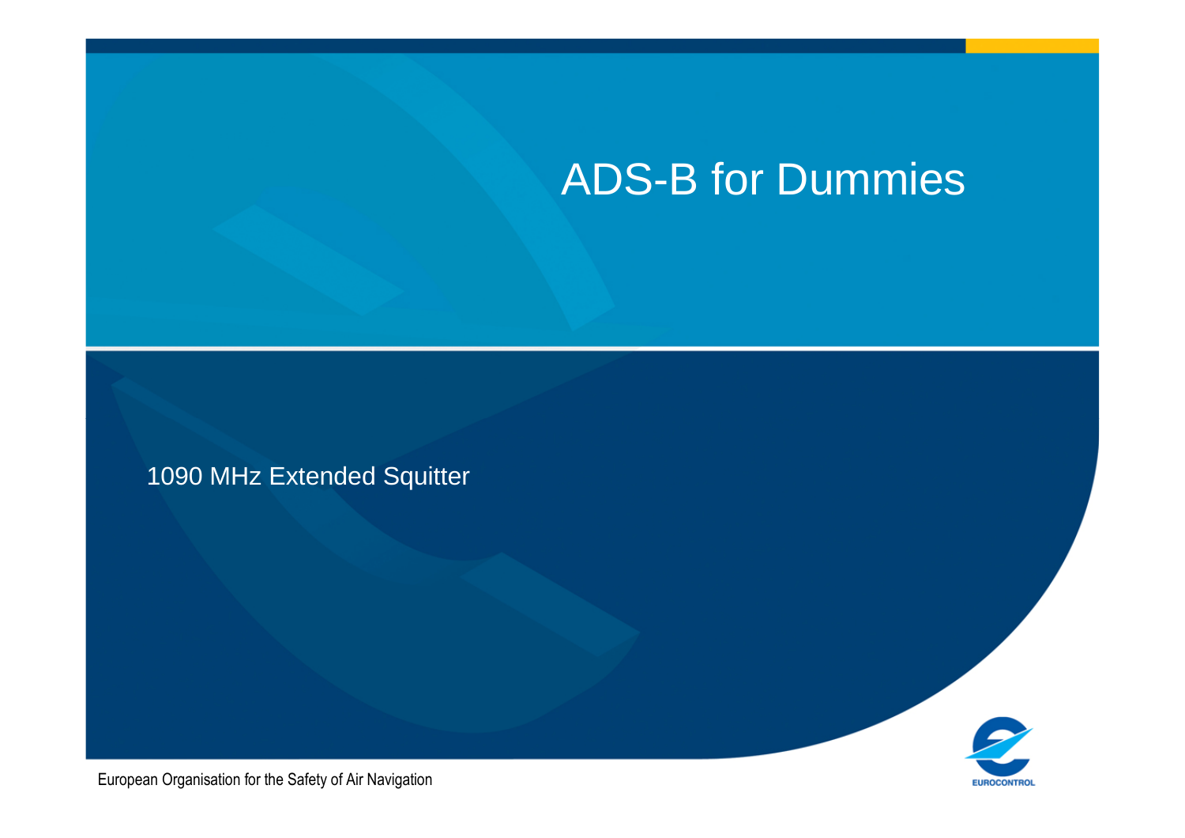# ADS-B for Dummies

1090 MHz Extended Squitter

European Organisation for the Safety of Air Navigation

EUROCONTROL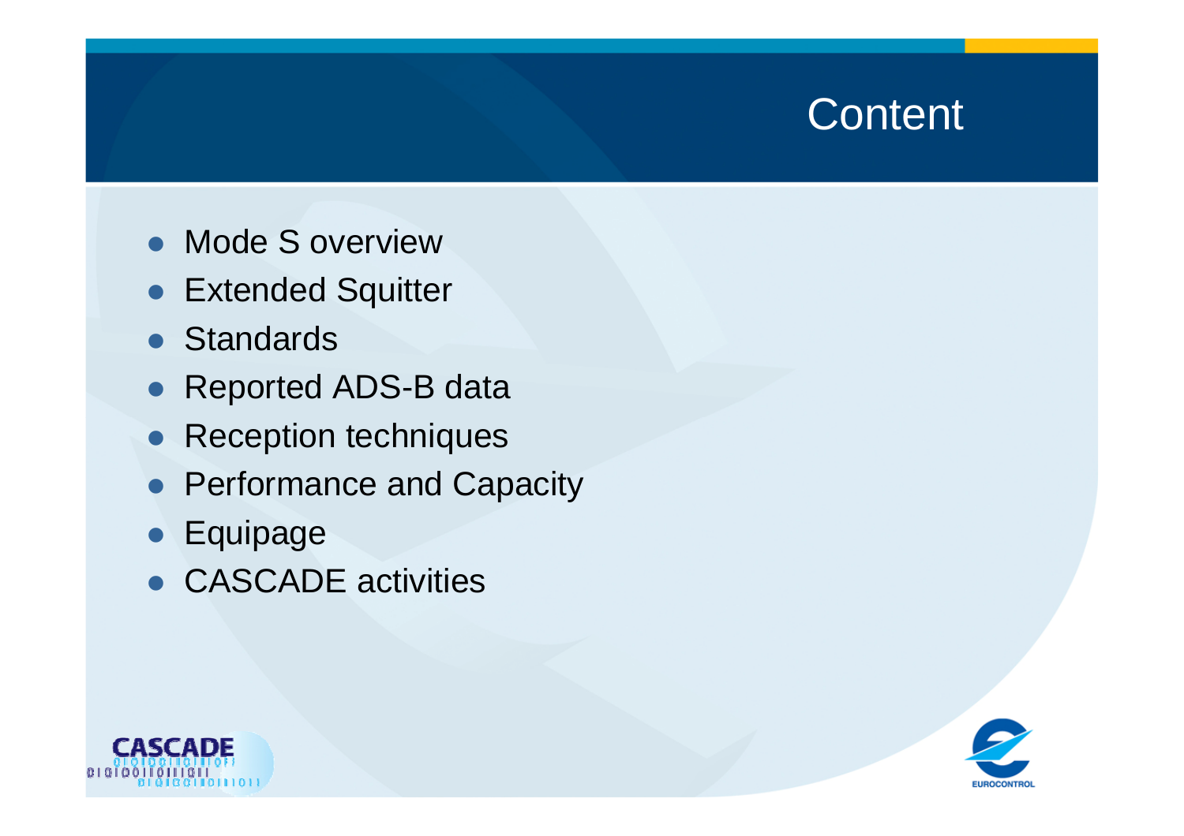# Content

- Mode S overview
- Extended Squitter
- Standards
- Reported ADS-B data
- Reception techniques
- Performance and Capacity
- Equipage
- CASCADE activities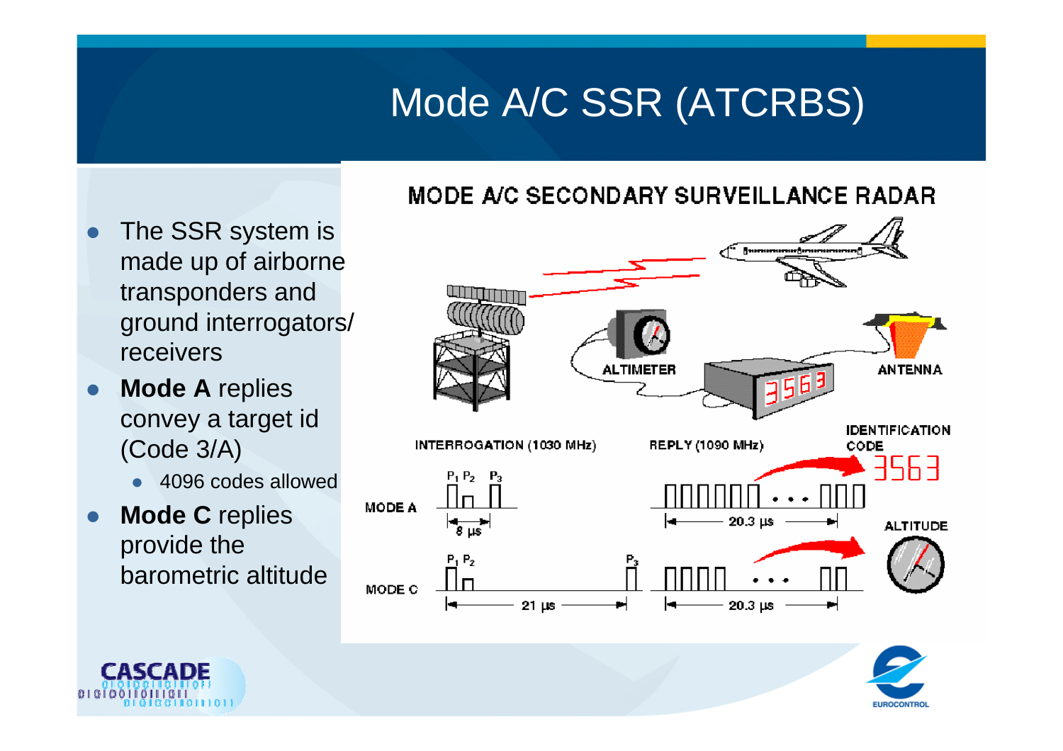# Mode A/C SSR (ATCRBS)

- The SSR system is made up of airborne transponders and ground interrogators/ receivers
- **Mode A** replies convey a target id (Code 3/A)
  - 4096 codes allowed
- **Mode C** replies provide the barometric altitude

MODE A/C SECONDARY SURVEILLANCE RADAR

ALTIMETER

ANTENNA

INTERROGATION (1030 MHz)

REPLY (1090 MHz)

IDENTIFICATION CODE

3563

MODE A

$P_1$ $P_2$ $P_3$

8 µs

20.3 µs

ALTITUDE

MODE C

$P_1$ $P_2$ $P_3$

21 µs

20.3 µs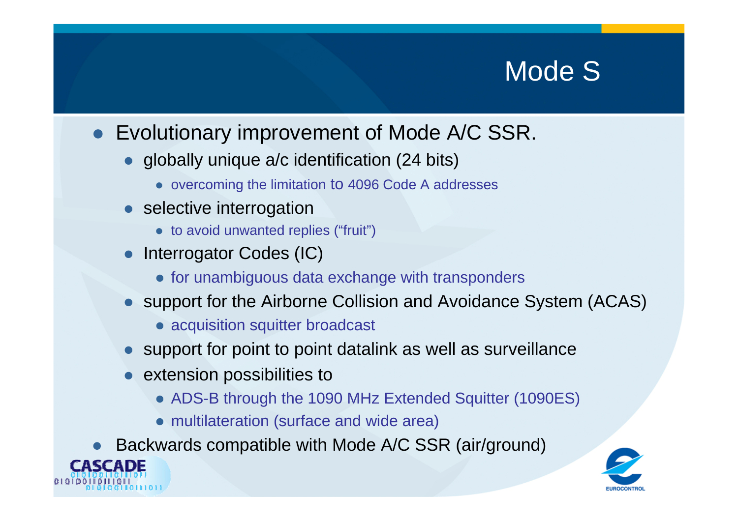# Mode S

- Evolutionary improvement of Mode A/C SSR.
  - globally unique a/c identification (24 bits)
    - overcoming the limitation to 4096 Code A addresses
  - selective interrogation
    - to avoid unwanted replies ("fruit")
  - Interrogator Codes (IC)
    - for unambiguous data exchange with transponders
  - support for the Airborne Collision and Avoidance System (ACAS)
    - acquisition squitter broadcast
  - support for point to point datalink as well as surveillance
  - extension possibilities to
    - ADS-B through the 1090 MHz Extended Squitter (1090ES)
    - multilateration (surface and wide area)
- Backwards compatible with Mode A/C SSR (air/ground)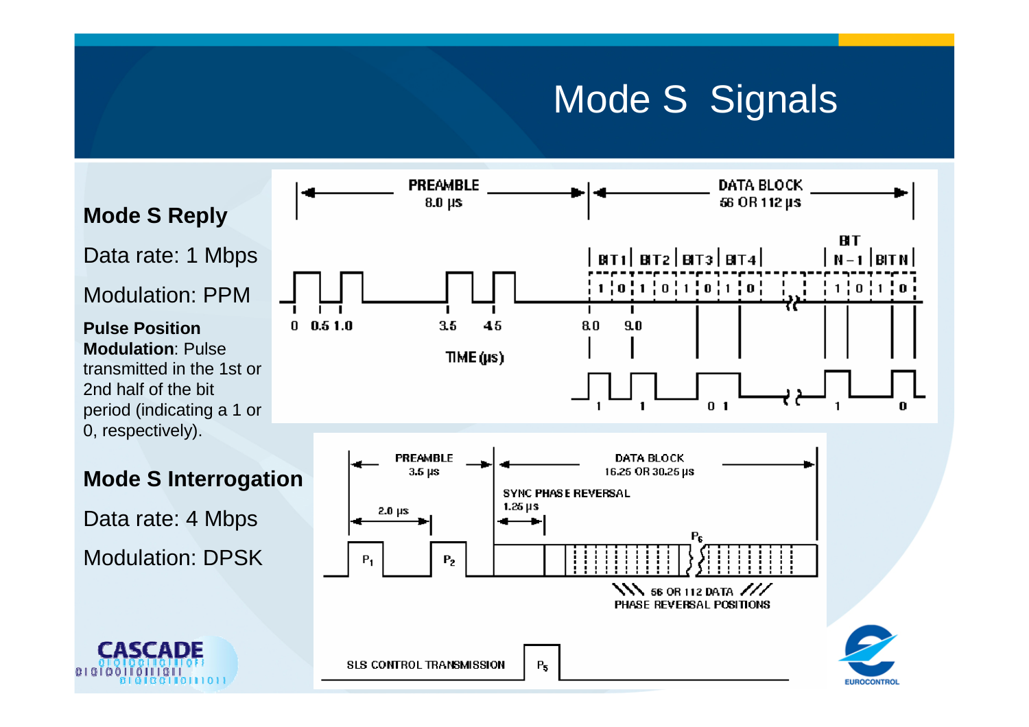# Mode S Signals

### Mode S Reply

Data rate: 1 Mbps

Modulation: PPM

**Pulse Position Modulation**: Pulse transmitted in the 1st or 2nd half of the bit period (indicating a 1 or 0, respectively).

### Mode S Interrogation

Data rate: 4 Mbps

Modulation: DPSK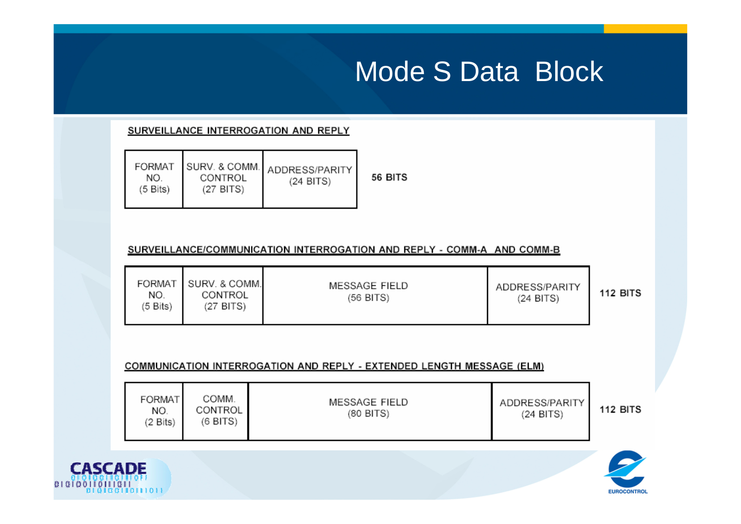# Mode S Data Block

**SURVEILLANCE INTERROGATION AND REPLY**

| FORMAT NO. (5 Bits) | SURV. & COMM. CONTROL (27 BITS) | ADDRESS/PARITY (24 BITS) |
|---|---|---|

**56 BITS**

**SURVEILLANCE/COMMUNICATION INTERROGATION AND REPLY - COMM-A AND COMM-B**

| FORMAT NO. (5 Bits) | SURV. & COMM. CONTROL (27 BITS) | MESSAGE FIELD (56 BITS) | ADDRESS/PARITY (24 BITS) |
|---|---|---|---|

**112 BITS**

**COMMUNICATION INTERROGATION AND REPLY - EXTENDED LENGTH MESSAGE (ELM)**

| FORMAT NO. (2 Bits) | COMM. CONTROL (6 BITS) | MESSAGE FIELD (80 BITS) | ADDRESS/PARITY (24 BITS) |
|---|---|---|---|

**112 BITS**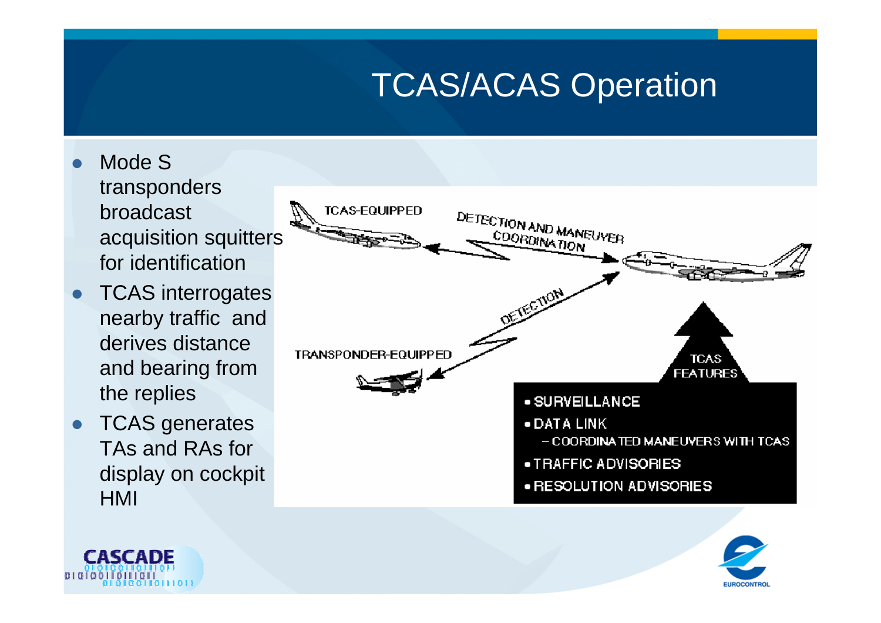# TCAS/ACAS Operation

- Mode S transponders broadcast acquisition squitters for identification
- TCAS interrogates nearby traffic and derives distance and bearing from the replies
- TCAS generates TAs and RAs for display on cockpit HMI

TCAS-EQUIPPED

DETECTION AND MANEUVER COORDINATION

DETECTION

TRANSPONDER-EQUIPPED

TCAS FEATURES

- SURVEILLANCE
- DATA LINK
  - COORDINATED MANEUVERS WITH TCAS
- TRAFFIC ADVISORIES
- RESOLUTION ADVISORIES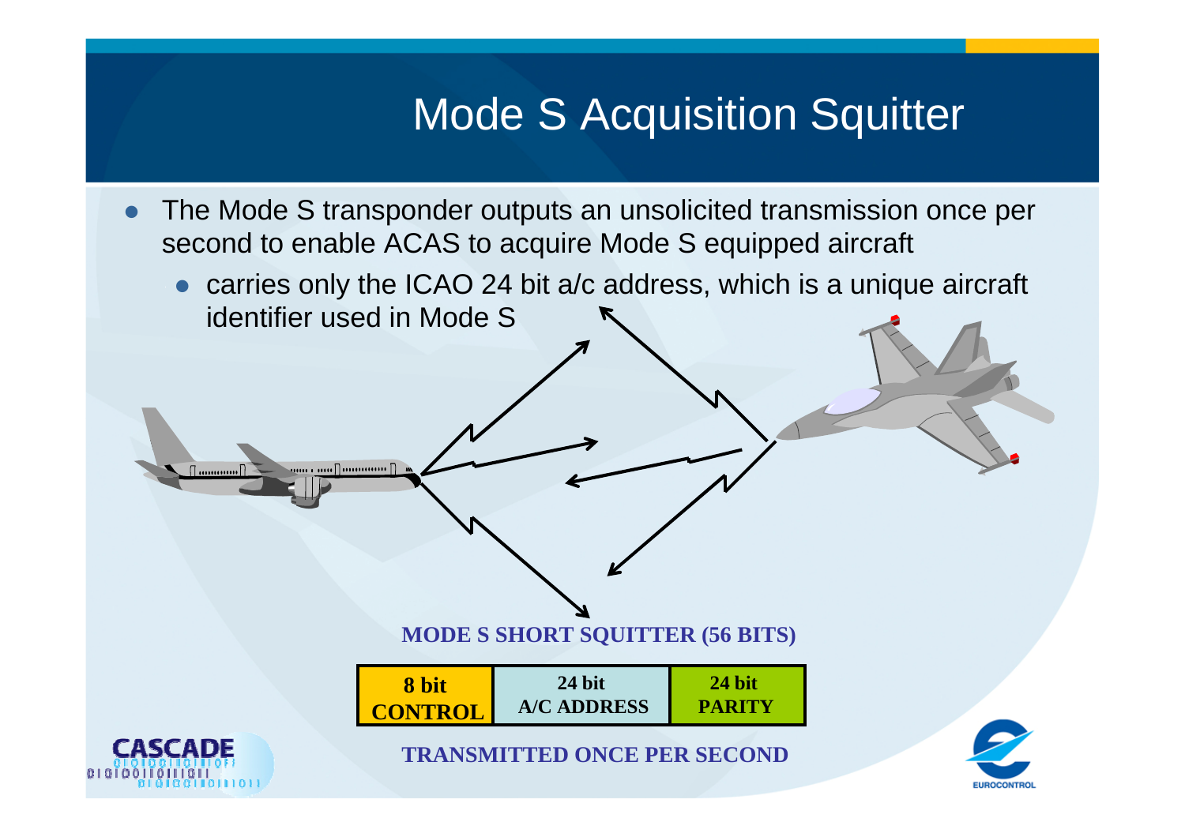# Mode S Acquisition Squitter

- The Mode S transponder outputs an unsolicited transmission once per second to enable ACAS to acquire Mode S equipped aircraft
  - carries only the ICAO 24 bit a/c address, which is a unique aircraft identifier used in Mode S

**MODE S SHORT SQUITTER (56 BITS)**

| 8 bit CONTROL | 24 bit A/C ADDRESS | 24 bit PARITY |
| --- | --- | --- |

**TRANSMITTED ONCE PER SECOND**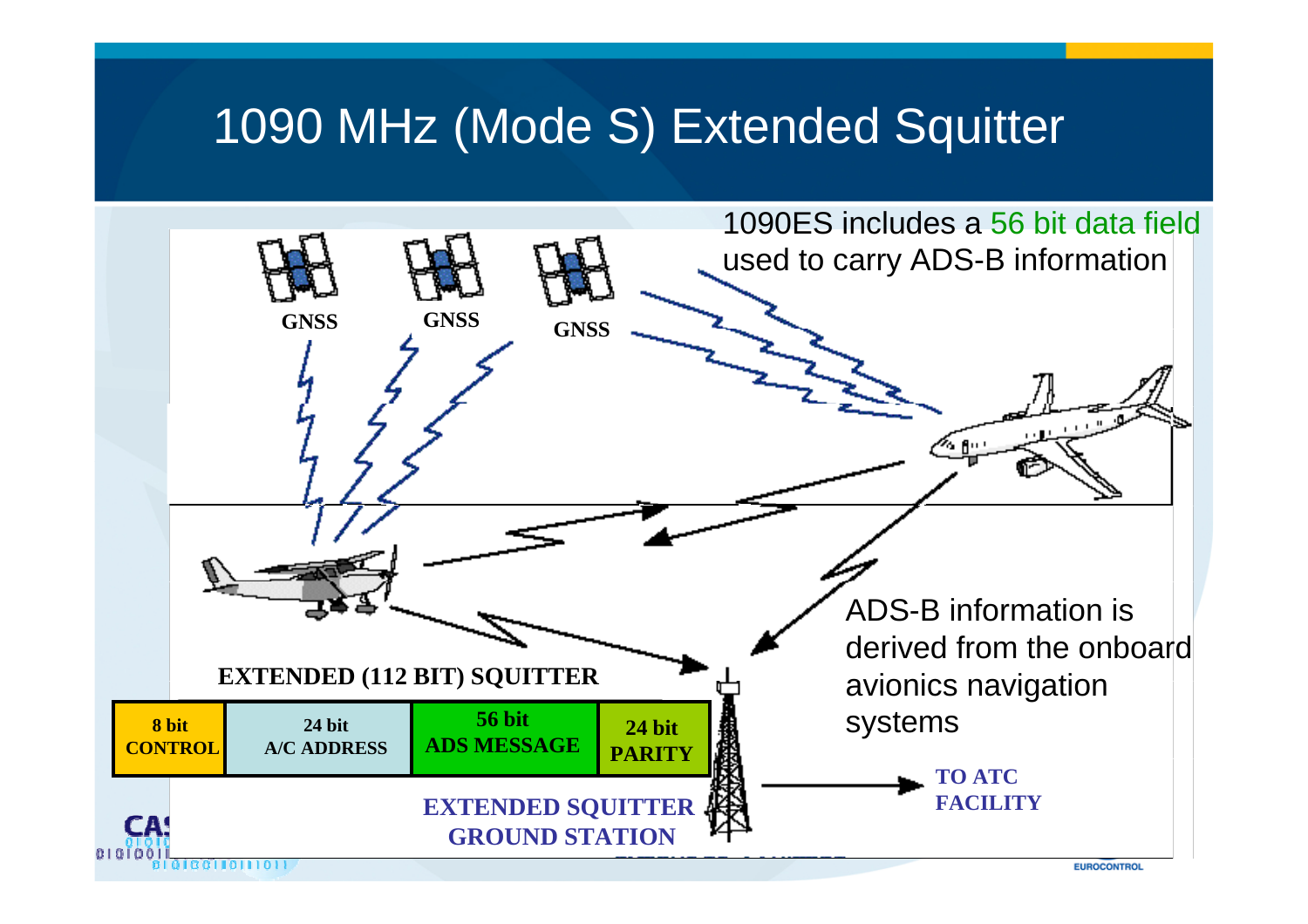# 1090 MHz (Mode S) Extended Squitter

1090ES includes a 56 bit data field used to carry ADS-B information

GNSS

GNSS

GNSS

ADS-B information is derived from the onboard avionics navigation systems

**EXTENDED (112 BIT) SQUITTER**

| 8 bit CONTROL | 24 bit A/C ADDRESS | 56 bit ADS MESSAGE | 24 bit PARITY |
|---|---|---|---|

**EXTENDED SQUITTER GROUND STATION**

**TO ATC FACILITY**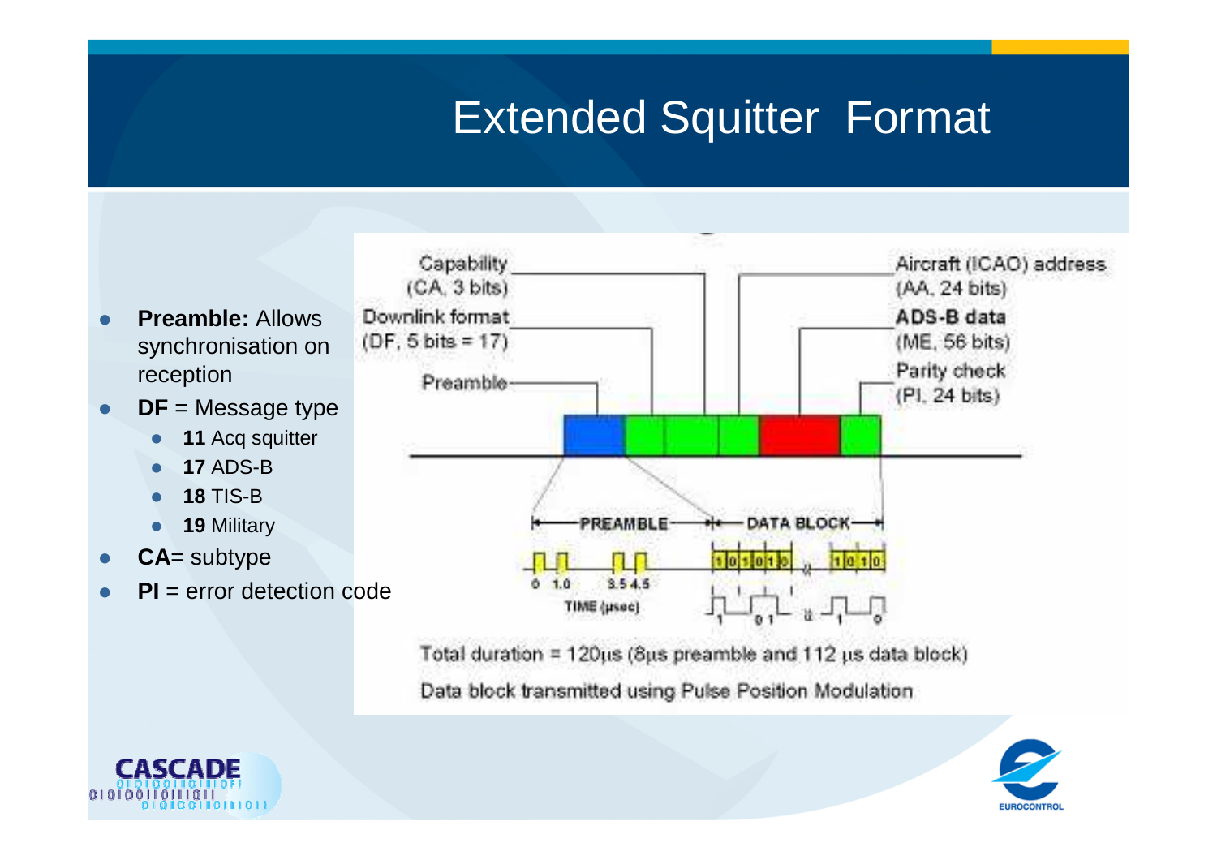# Extended Squitter Format

- **Preamble:** Allows synchronisation on reception
- **DF** = Message type
  - **11** Acq squitter
  - **17** ADS-B
  - **18** TIS-B
  - **19** Military
- **CA**= subtype
- **PI** = error detection code

Capability (CA, 3 bits)

Downlink format (DF, 5 bits = 17)

Preamble

Aircraft (ICAO) address (AA, 24 bits)

**ADS-B data** (ME, 56 bits)

Parity check (PI, 24 bits)

PREAMBLE — DATA BLOCK

0 1.0 3.5 4.5

TIME (μsec)

Total duration = 120μs (8μs preamble and 112 μs data block)

Data block transmitted using Pulse Position Modulation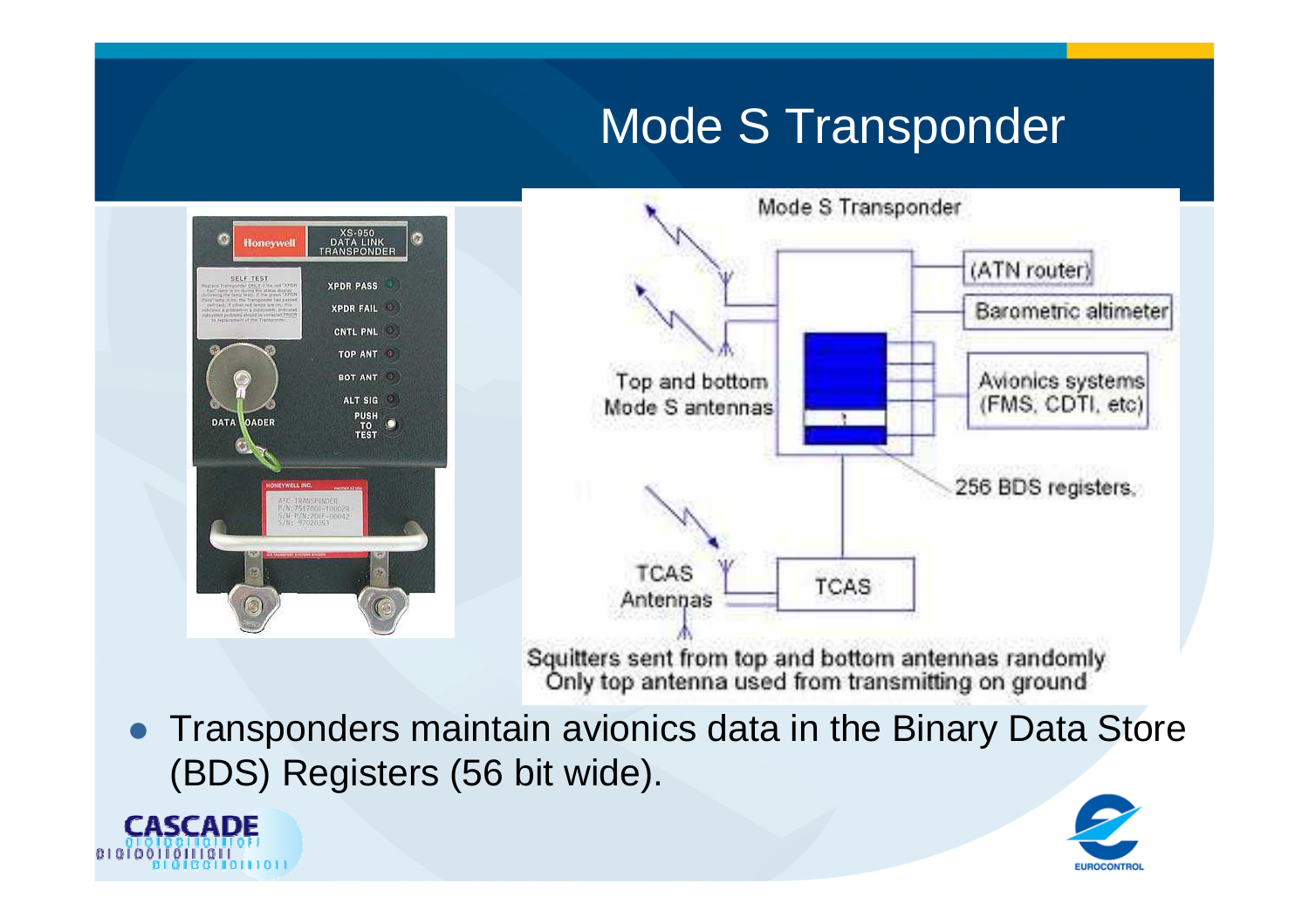# Mode S Transponder

Mode S Transponder

(ATN router)

Barometric altimeter

Top and bottom Mode S antennas

Avionics systems (FMS, CDTI, etc)

256 BDS registers.

TCAS Antennas

TCAS

Squitters sent from top and bottom antennas randomly
Only top antenna used from transmitting on ground

- Transponders maintain avionics data in the Binary Data Store (BDS) Registers (56 bit wide).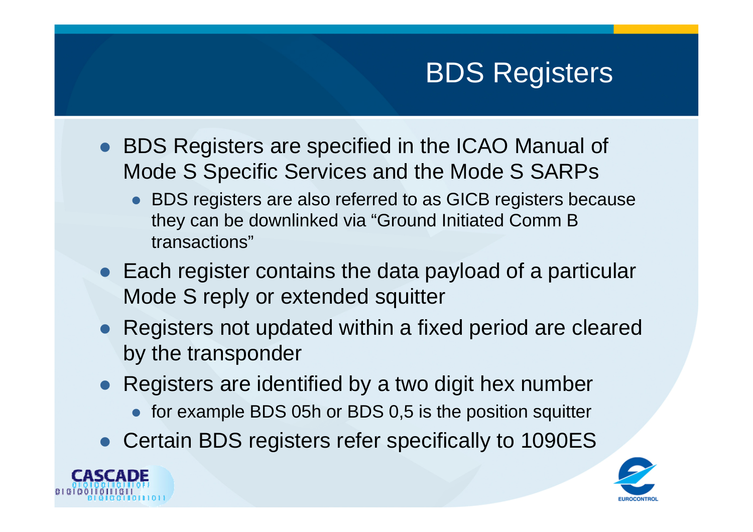# BDS Registers

- BDS Registers are specified in the ICAO Manual of Mode S Specific Services and the Mode S SARPs
  - BDS registers are also referred to as GICB registers because they can be downlinked via “Ground Initiated Comm B transactions”
- Each register contains the data payload of a particular Mode S reply or extended squitter
- Registers not updated within a fixed period are cleared by the transponder
- Registers are identified by a two digit hex number
  - for example BDS 05h or BDS 0,5 is the position squitter
- Certain BDS registers refer specifically to 1090ES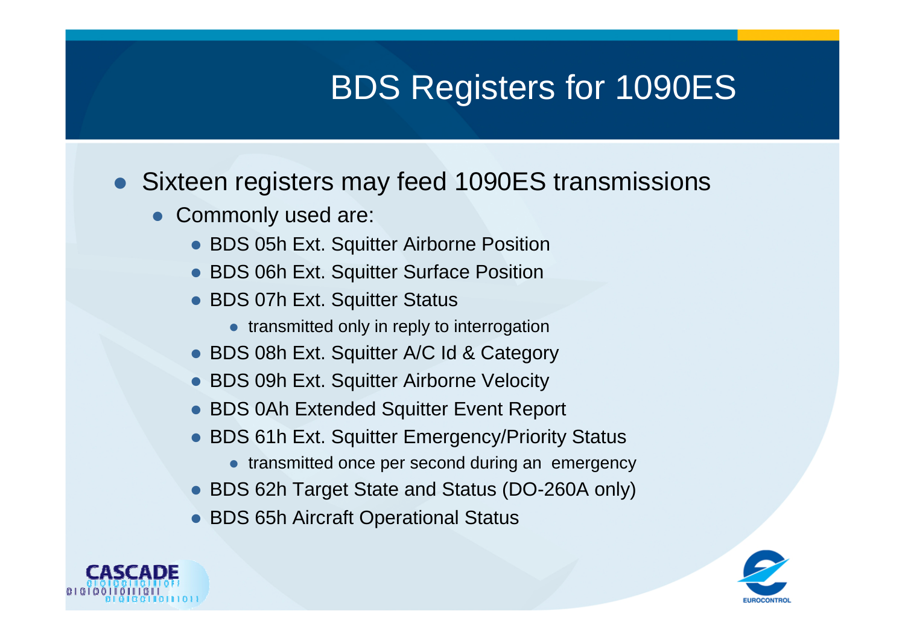# BDS Registers for 1090ES

- Sixteen registers may feed 1090ES transmissions
  - Commonly used are:
    - BDS 05h Ext. Squitter Airborne Position
    - BDS 06h Ext. Squitter Surface Position
    - BDS 07h Ext. Squitter Status
      - transmitted only in reply to interrogation
    - BDS 08h Ext. Squitter A/C Id & Category
    - BDS 09h Ext. Squitter Airborne Velocity
    - BDS 0Ah Extended Squitter Event Report
    - BDS 61h Ext. Squitter Emergency/Priority Status
      - transmitted once per second during an emergency
    - BDS 62h Target State and Status (DO-260A only)
    - BDS 65h Aircraft Operational Status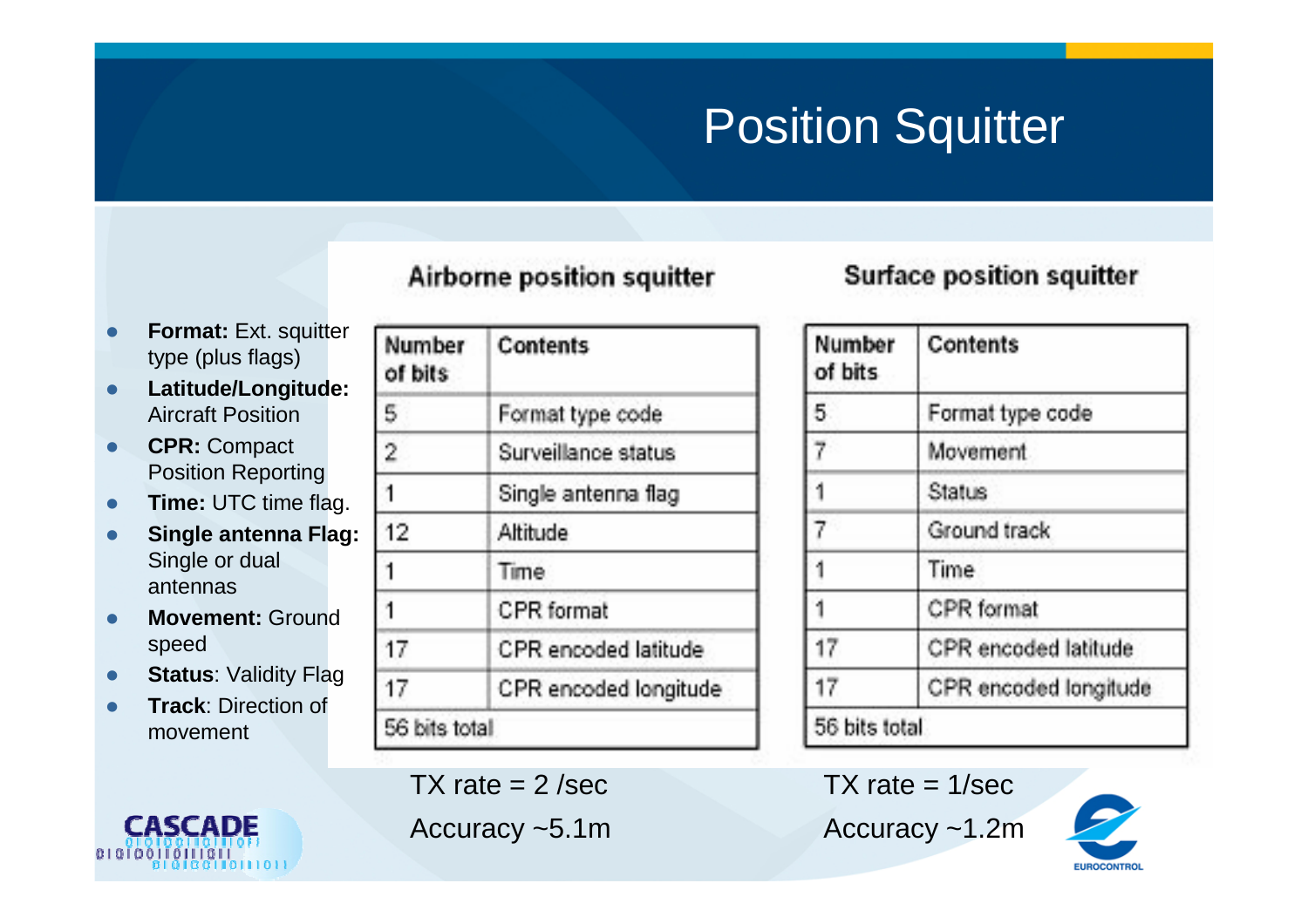# Position Squitter

- **Format:** Ext. squitter type (plus flags)
- **Latitude/Longitude:** Aircraft Position
- **CPR:** Compact Position Reporting
- **Time:** UTC time flag.
- **Single antenna Flag:** Single or dual antennas
- **Movement:** Ground speed
- **Status**: Validity Flag
- **Track**: Direction of movement

### Airborne position squitter

| Number of bits | Contents |
|---|---|
| 5 | Format type code |
| 2 | Surveillance status |
| 1 | Single antenna flag |
| 12 | Altitude |
| 1 | Time |
| 1 | CPR format |
| 17 | CPR encoded latitude |
| 17 | CPR encoded longitude |
| 56 bits total | |

TX rate = 2 /sec

Accuracy ~5.1m

### Surface position squitter

| Number of bits | Contents |
|---|---|
| 5 | Format type code |
| 7 | Movement |
| 1 | Status |
| 7 | Ground track |
| 1 | Time |
| 1 | CPR format |
| 17 | CPR encoded latitude |
| 17 | CPR encoded longitude |
| 56 bits total | |

TX rate = 1/sec

Accuracy ~1.2m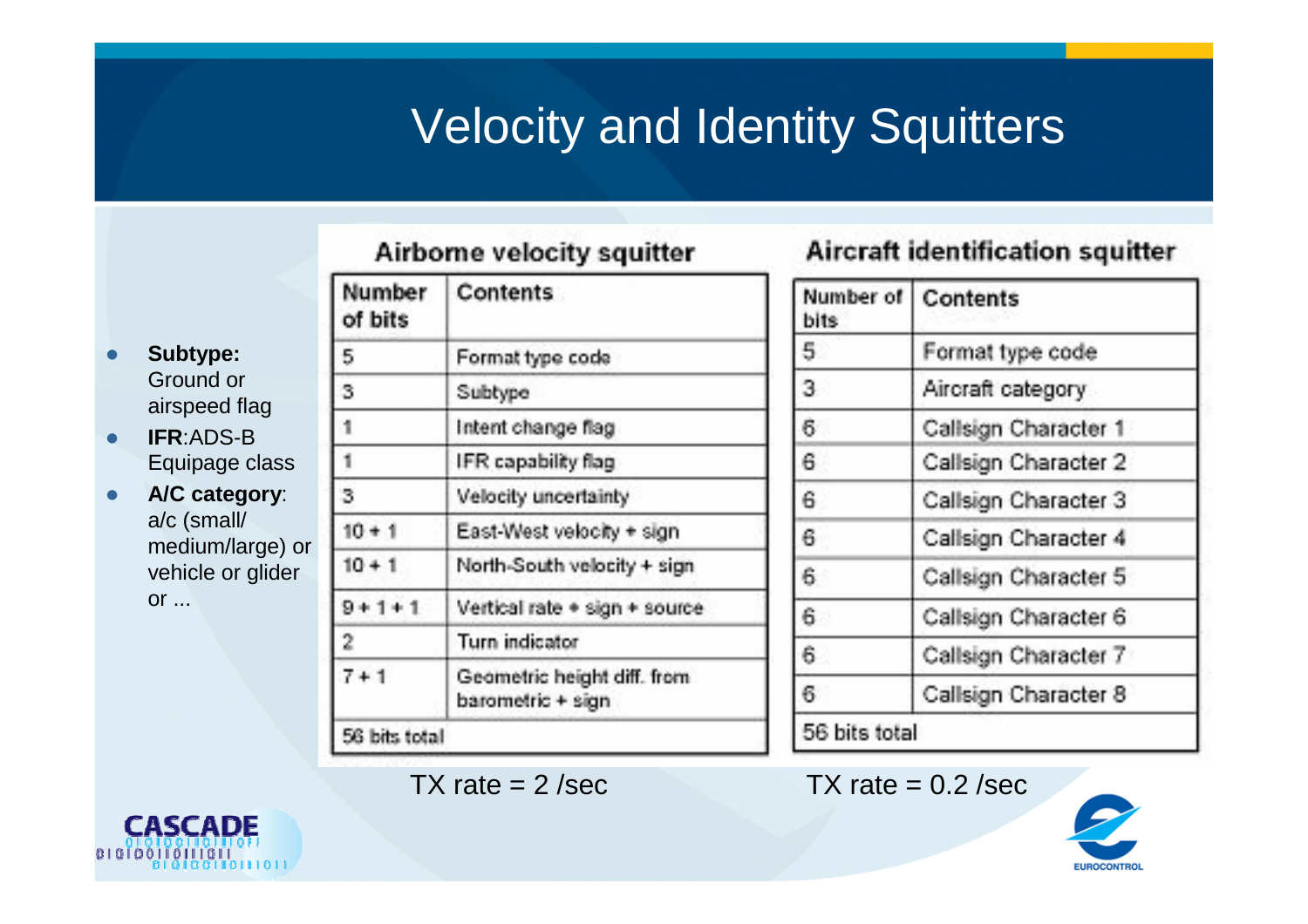# Velocity and Identity Squitters

- **Subtype:** Ground or airspeed flag
- **IFR**:ADS-B Equipage class
- **A/C category**: a/c (small/ medium/large) or vehicle or glider or ...

### Airborne velocity squitter

| Number of bits | Contents |
|---|---|
| 5 | Format type code |
| 3 | Subtype |
| 1 | Intent change flag |
| 1 | IFR capability flag |
| 3 | Velocity uncertainty |
| 10 + 1 | East-West velocity + sign |
| 10 + 1 | North-South velocity + sign |
| 9 + 1 + 1 | Vertical rate + sign + source |
| 2 | Turn indicator |
| 7 + 1 | Geometric height diff. from barometric + sign |
| 56 bits total | |

TX rate = 2 /sec

### Aircraft identification squitter

| Number of bits | Contents |
|---|---|
| 5 | Format type code |
| 3 | Aircraft category |
| 6 | Callsign Character 1 |
| 6 | Callsign Character 2 |
| 6 | Callsign Character 3 |
| 6 | Callsign Character 4 |
| 6 | Callsign Character 5 |
| 6 | Callsign Character 6 |
| 6 | Callsign Character 7 |
| 6 | Callsign Character 8 |
| 56 bits total | |

TX rate = 0.2 /sec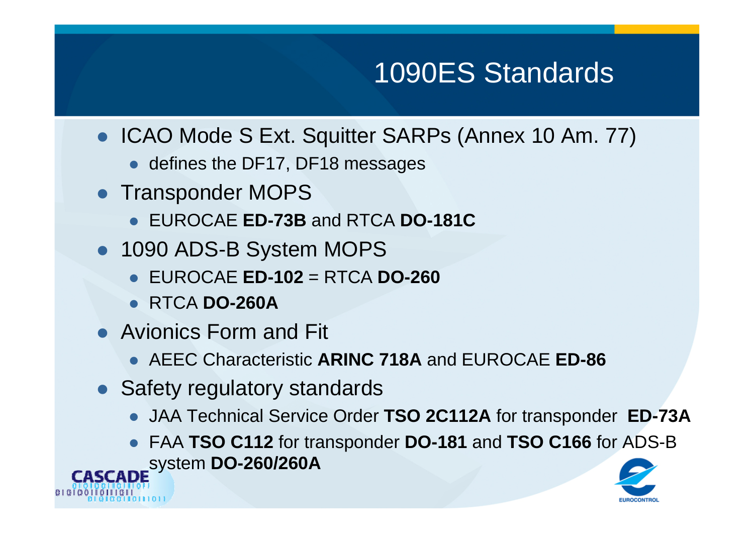# 1090ES Standards

- ICAO Mode S Ext. Squitter SARPs (Annex 10 Am. 77)
  - defines the DF17, DF18 messages
- Transponder MOPS
  - EUROCAE **ED-73B** and RTCA **DO-181C**
- 1090 ADS-B System MOPS
  - EUROCAE **ED-102** = RTCA **DO-260**
  - RTCA **DO-260A**
- Avionics Form and Fit
  - AEEC Characteristic **ARINC 718A** and EUROCAE **ED-86**
- Safety regulatory standards
  - JAA Technical Service Order **TSO 2C112A** for transponder **ED-73A**
  - FAA **TSO C112** for transponder **DO-181** and **TSO C166** for ADS-B system **DO-260/260A**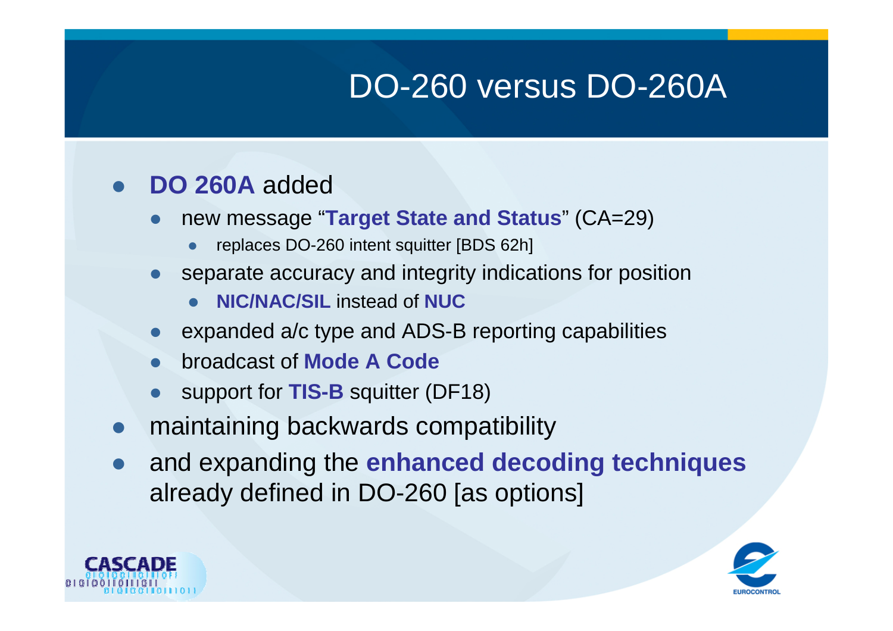# DO-260 versus DO-260A

- **DO 260A** added
  - new message "**Target State and Status**" (CA=29)
    - replaces DO-260 intent squitter [BDS 62h]
  - separate accuracy and integrity indications for position
    - **NIC/NAC/SIL** instead of **NUC**
  - expanded a/c type and ADS-B reporting capabilities
  - broadcast of **Mode A Code**
  - support for **TIS-B** squitter (DF18)
- maintaining backwards compatibility
- and expanding the **enhanced decoding techniques** already defined in DO-260 [as options]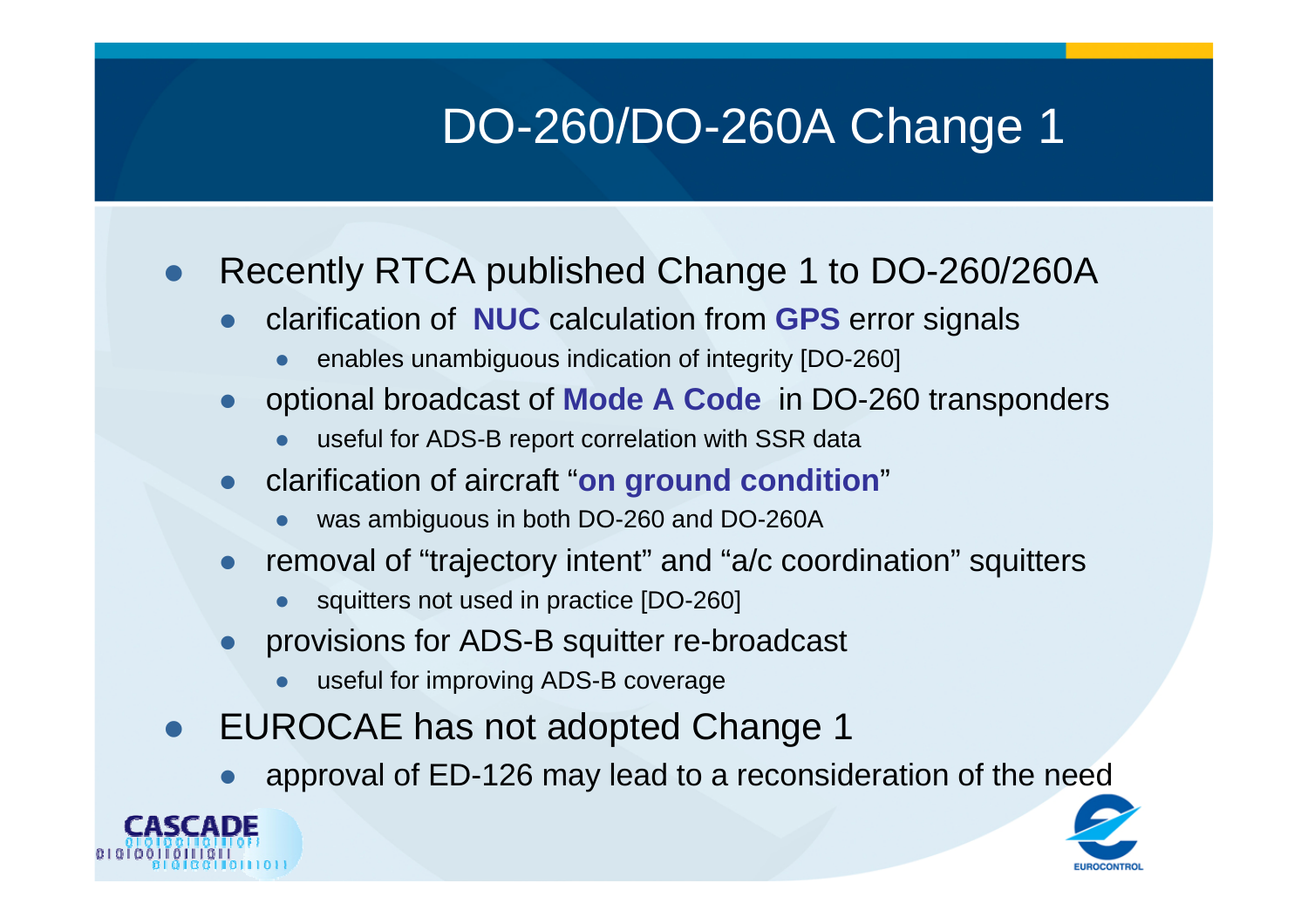# DO-260/DO-260A Change 1

- Recently RTCA published Change 1 to DO-260/260A
  - clarification of **NUC** calculation from **GPS** error signals
    - enables unambiguous indication of integrity [DO-260]
  - optional broadcast of **Mode A Code** in DO-260 transponders
    - useful for ADS-B report correlation with SSR data
  - clarification of aircraft "**on ground condition**"
    - was ambiguous in both DO-260 and DO-260A
  - removal of "trajectory intent" and "a/c coordination" squitters
    - squitters not used in practice [DO-260]
  - provisions for ADS-B squitter re-broadcast
    - useful for improving ADS-B coverage
- EUROCAE has not adopted Change 1
  - approval of ED-126 may lead to a reconsideration of the need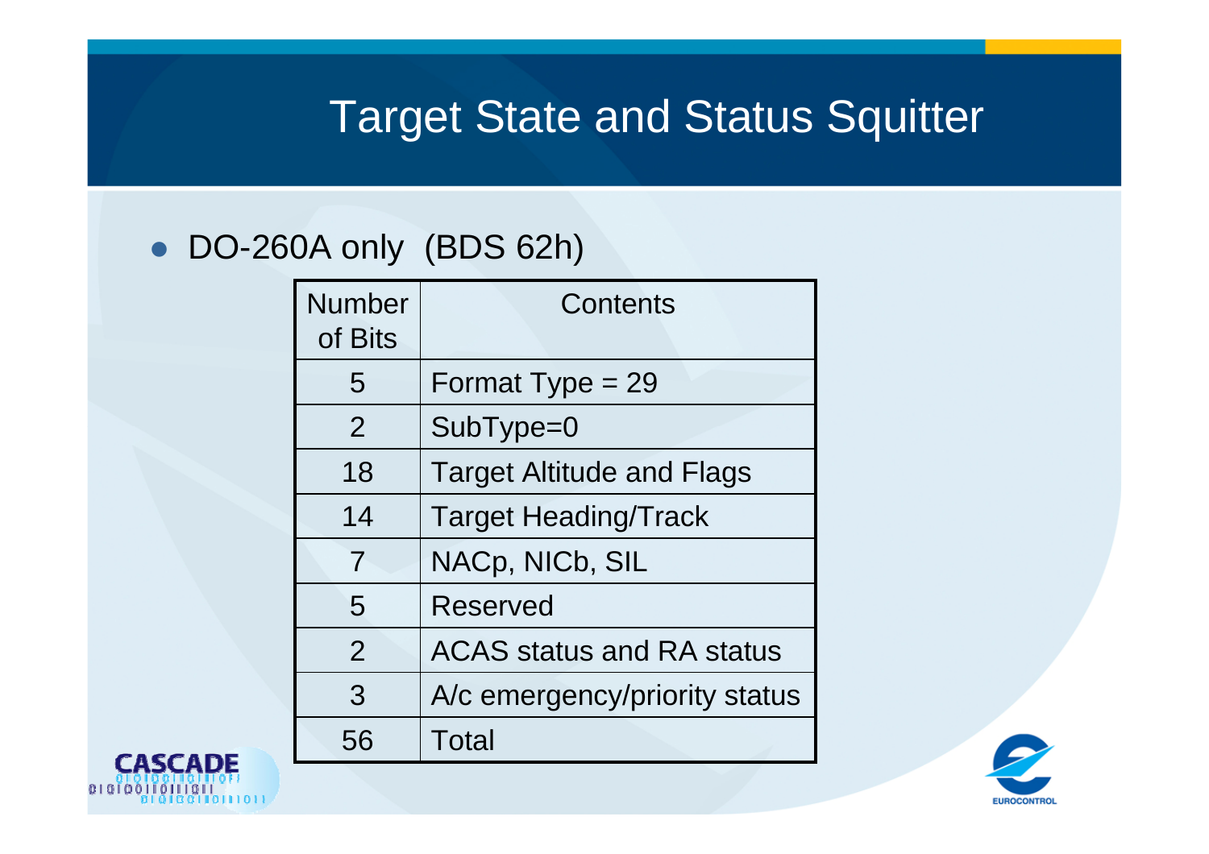# Target State and Status Squitter

- DO-260A only (BDS 62h)

| Number of Bits | Contents |
|---|---|
| 5 | Format Type = 29 |
| 2 | SubType=0 |
| 18 | Target Altitude and Flags |
| 14 | Target Heading/Track |
| 7 | NACp, NICb, SIL |
| 5 | Reserved |
| 2 | ACAS status and RA status |
| 3 | A/c emergency/priority status |
| 56 | Total |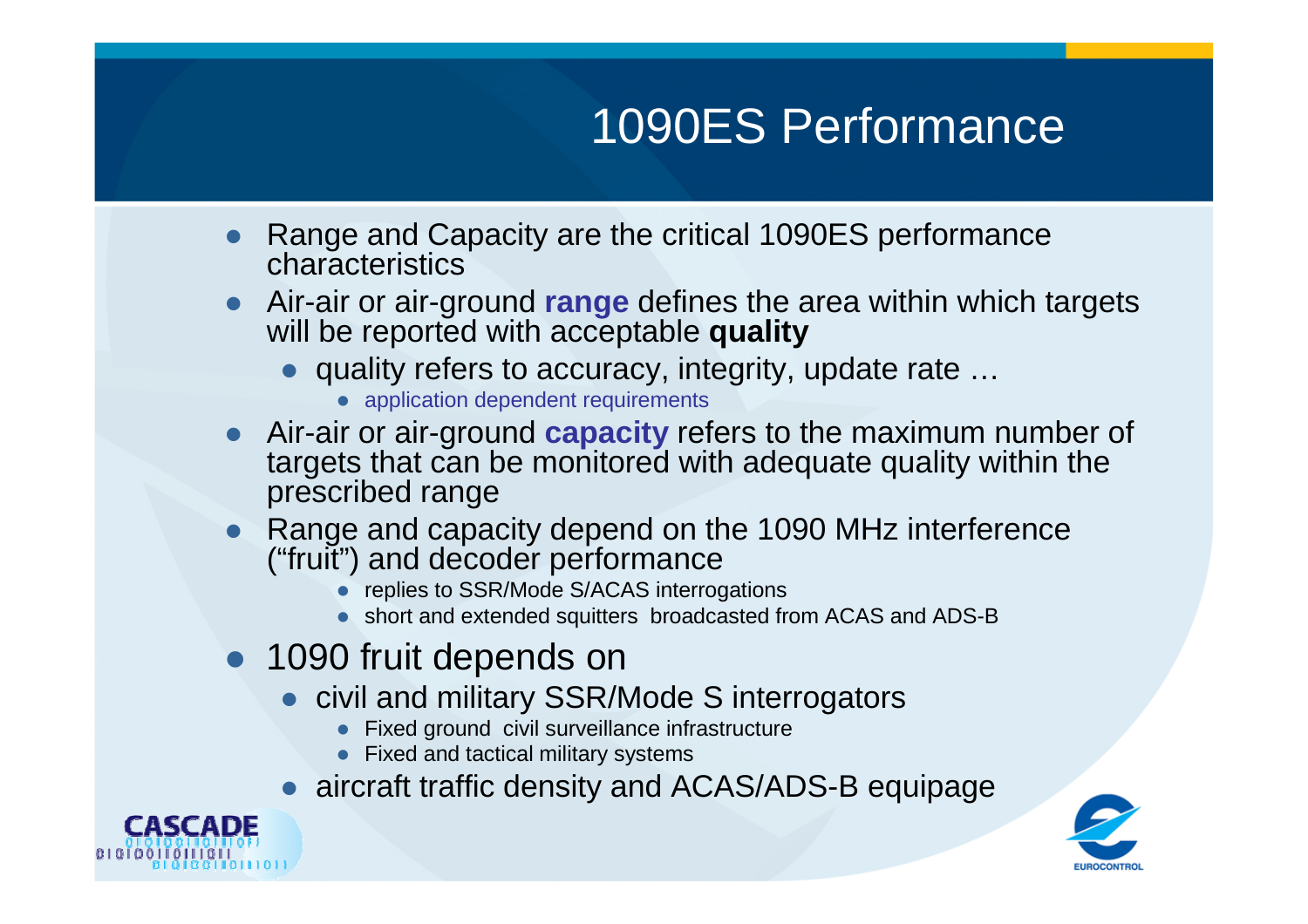# 1090ES Performance

- Range and Capacity are the critical 1090ES performance characteristics
- Air-air or air-ground **range** defines the area within which targets will be reported with acceptable **quality**
  - quality refers to accuracy, integrity, update rate …
    - application dependent requirements
- Air-air or air-ground **capacity** refers to the maximum number of targets that can be monitored with adequate quality within the prescribed range
- Range and capacity depend on the 1090 MHz interference ("fruit") and decoder performance
  - replies to SSR/Mode S/ACAS interrogations
  - short and extended squitters broadcasted from ACAS and ADS-B
- 1090 fruit depends on
  - civil and military SSR/Mode S interrogators
    - Fixed ground civil surveillance infrastructure
    - Fixed and tactical military systems
  - aircraft traffic density and ACAS/ADS-B equipage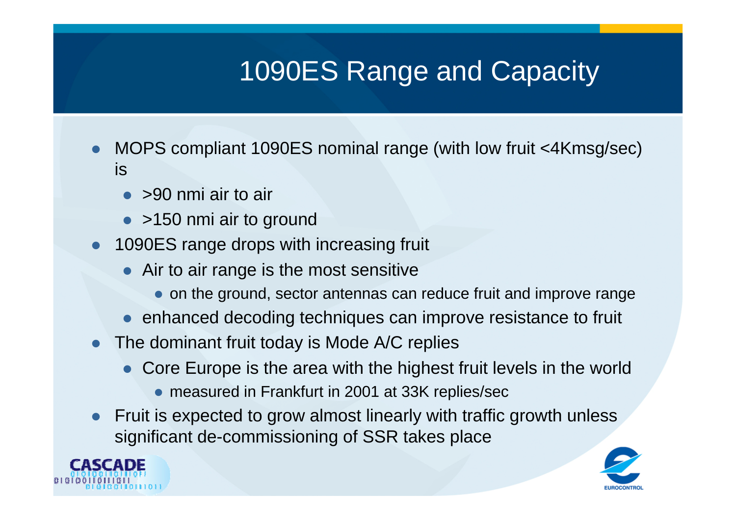# 1090ES Range and Capacity

- MOPS compliant 1090ES nominal range (with low fruit <4Kmsg/sec) is
  - >90 nmi air to air
  - >150 nmi air to ground
- 1090ES range drops with increasing fruit
  - Air to air range is the most sensitive
    - on the ground, sector antennas can reduce fruit and improve range
  - enhanced decoding techniques can improve resistance to fruit
- The dominant fruit today is Mode A/C replies
  - Core Europe is the area with the highest fruit levels in the world
    - measured in Frankfurt in 2001 at 33K replies/sec
- Fruit is expected to grow almost linearly with traffic growth unless significant de-commissioning of SSR takes place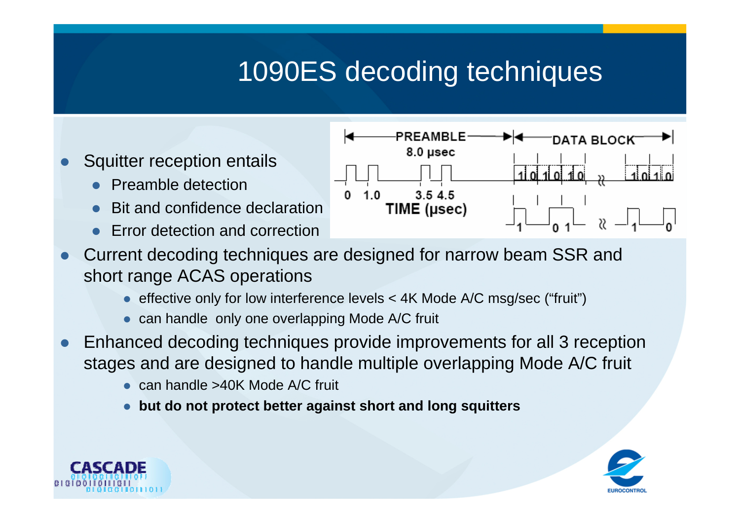# 1090ES decoding techniques

- Squitter reception entails
  - Preamble detection
  - Bit and confidence declaration
  - Error detection and correction
- Current decoding techniques are designed for narrow beam SSR and short range ACAS operations
  - effective only for low interference levels < 4K Mode A/C msg/sec ("fruit")
  - can handle only one overlapping Mode A/C fruit
- Enhanced decoding techniques provide improvements for all 3 reception stages and are designed to handle multiple overlapping Mode A/C fruit
  - can handle >40K Mode A/C fruit
  - **but do not protect better against short and long squitters**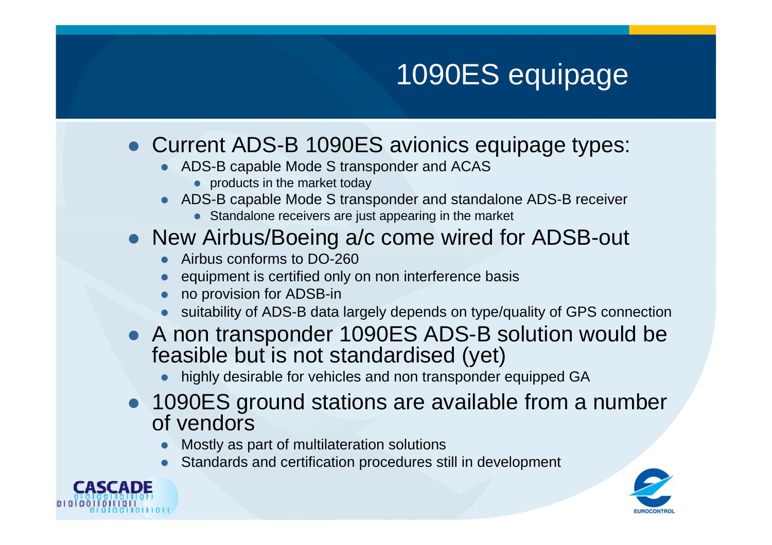# 1090ES equipage

- Current ADS-B 1090ES avionics equipage types:
  - ADS-B capable Mode S transponder and ACAS
    - products in the market today
  - ADS-B capable Mode S transponder and standalone ADS-B receiver
    - Standalone receivers are just appearing in the market
- New Airbus/Boeing a/c come wired for ADSB-out
  - Airbus conforms to DO-260
  - equipment is certified only on non interference basis
  - no provision for ADSB-in
  - suitability of ADS-B data largely depends on type/quality of GPS connection
- A non transponder 1090ES ADS-B solution would be feasible but is not standardised (yet)
  - highly desirable for vehicles and non transponder equipped GA
- 1090ES ground stations are available from a number of vendors
  - Mostly as part of multilateration solutions
  - Standards and certification procedures still in development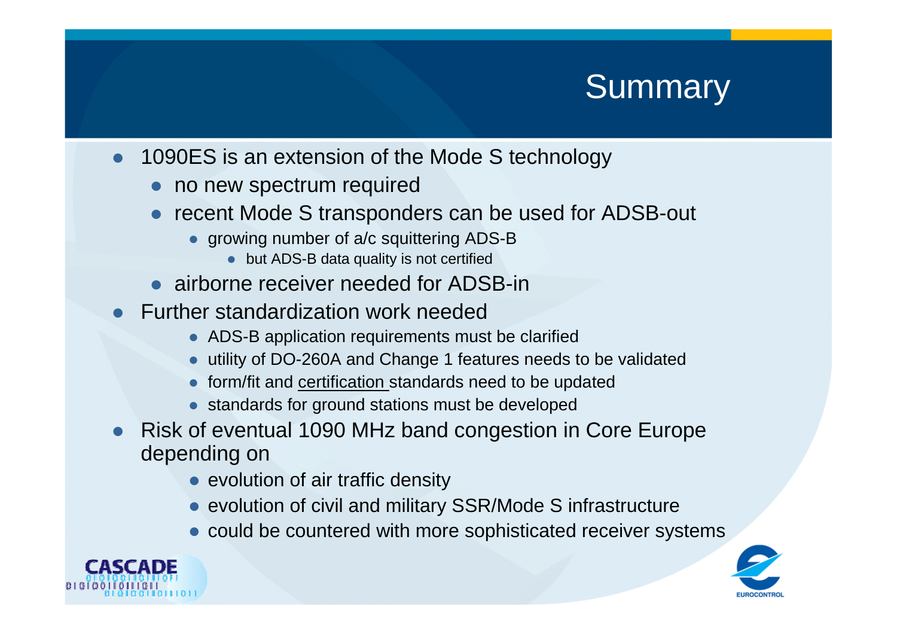# Summary

- 1090ES is an extension of the Mode S technology
  - no new spectrum required
  - recent Mode S transponders can be used for ADSB-out
    - growing number of a/c squittering ADS-B
      - but ADS-B data quality is not certified
  - airborne receiver needed for ADSB-in
- Further standardization work needed
  - ADS-B application requirements must be clarified
  - utility of DO-260A and Change 1 features needs to be validated
  - form/fit and certification standards need to be updated
  - standards for ground stations must be developed
- Risk of eventual 1090 MHz band congestion in Core Europe depending on
  - evolution of air traffic density
  - evolution of civil and military SSR/Mode S infrastructure
  - could be countered with more sophisticated receiver systems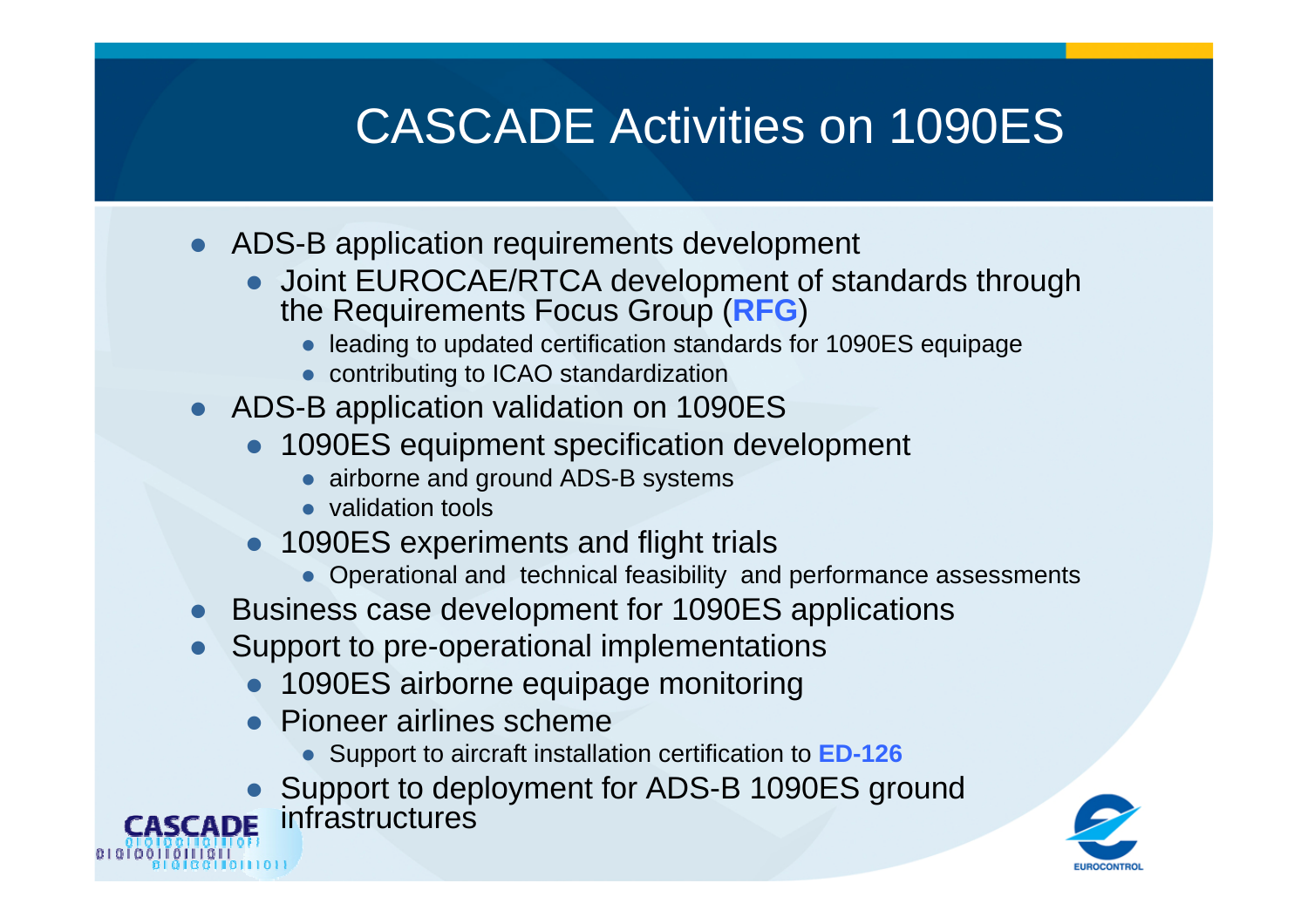# CASCADE Activities on 1090ES

- ADS-B application requirements development
  - Joint EUROCAE/RTCA development of standards through the Requirements Focus Group (**RFG**)
    - leading to updated certification standards for 1090ES equipage
    - contributing to ICAO standardization
- ADS-B application validation on 1090ES
  - 1090ES equipment specification development
    - airborne and ground ADS-B systems
    - validation tools
  - 1090ES experiments and flight trials
    - Operational and technical feasibility and performance assessments
- Business case development for 1090ES applications
- Support to pre-operational implementations
  - 1090ES airborne equipage monitoring
  - Pioneer airlines scheme
    - Support to aircraft installation certification to **ED-126**
  - Support to deployment for ADS-B 1090ES ground infrastructures